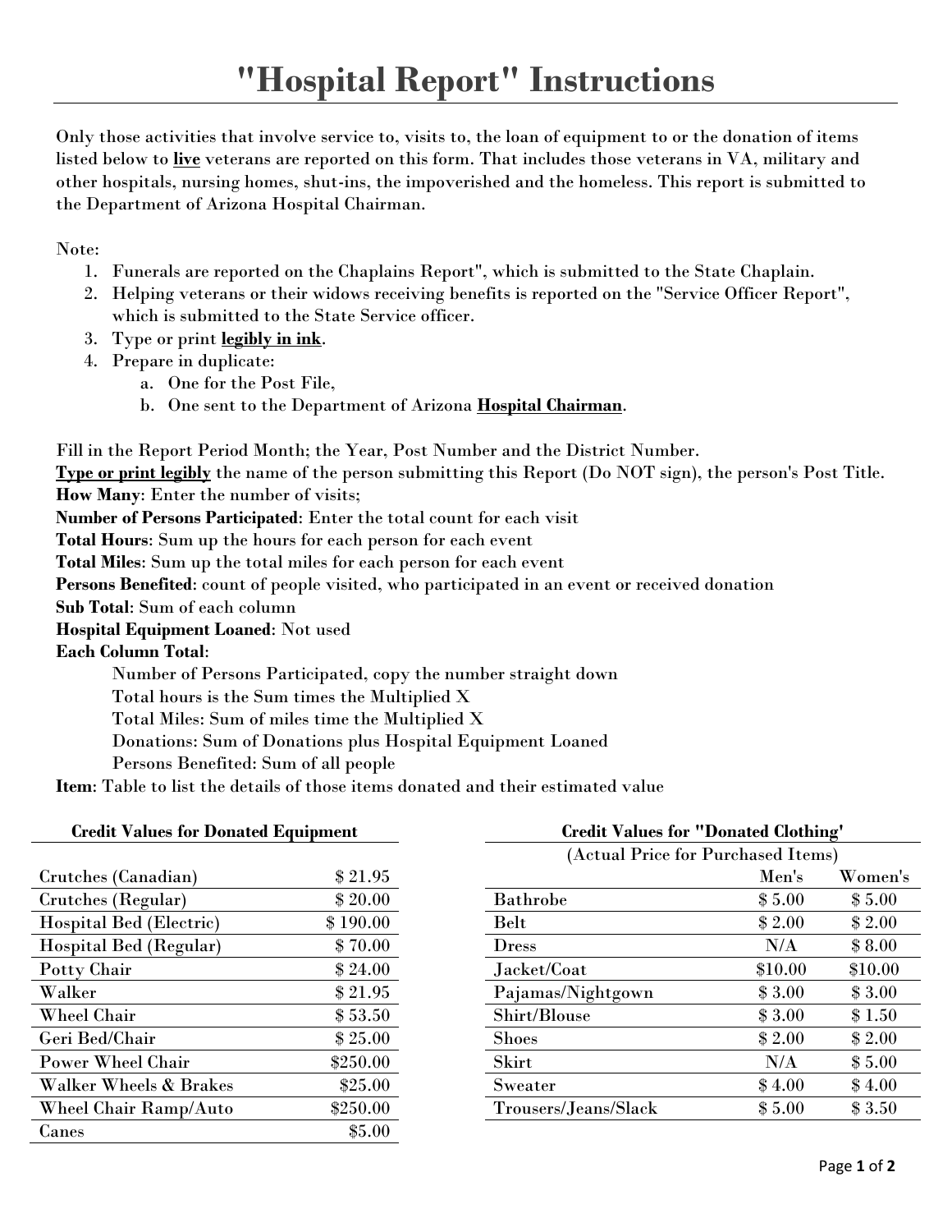# "Hospital Report" Instructions

Only those activities that involve service to, visits to, the loan of equipment to or the donation of items listed below to **live** veterans are reported on this form. That includes those veterans in VA, military and other hospitals, nursing homes, shut-ins, the impoverished and the homeless. This report is submitted to the Department of Arizona Hospital Chairman.

Note:

1. Funerals are reported on the Chaplains Report", which is submitted to the State Chaplain.
2. Helping veterans or their widows receiving benefits is reported on the "Service Officer Report", which is submitted to the State Service officer.
3. Type or print **legibly in ink**.
4. Prepare in duplicate:
   a. One for the Post File,
   b. One sent to the Department of Arizona **Hospital Chairman**.

Fill in the Report Period Month; the Year, Post Number and the District Number.
**Type or print legibly** the name of the person submitting this Report (Do NOT sign), the person's Post Title.
**How Many**: Enter the number of visits;
**Number of Persons Participated**: Enter the total count for each visit
**Total Hours**: Sum up the hours for each person for each event
**Total Miles**: Sum up the total miles for each person for each event
**Persons Benefited**: count of people visited, who participated in an event or received donation
**Sub Total**: Sum of each column
**Hospital Equipment Loaned**: Not used
**Each Column Total**:

- Number of Persons Participated, copy the number straight down
- Total hours is the Sum times the Multiplied X
- Total Miles: Sum of miles time the Multiplied X
- Donations: Sum of Donations plus Hospital Equipment Loaned
- Persons Benefited: Sum of all people

**Item**: Table to list the details of those items donated and their estimated value

**Credit Values for Donated Equipment**

| Item | Value |
|---|---|
| Crutches (Canadian) | $ 21.95 |
| Crutches (Regular) | $ 20.00 |
| Hospital Bed (Electric) | $ 190.00 |
| Hospital Bed (Regular) | $ 70.00 |
| Potty Chair | $ 24.00 |
| Walker | $ 21.95 |
| Wheel Chair | $ 53.50 |
| Geri Bed/Chair | $ 25.00 |
| Power Wheel Chair | $250.00 |
| Walker Wheels & Brakes | $25.00 |
| Wheel Chair Ramp/Auto | $250.00 |
| Canes | $5.00 |

**Credit Values for "Donated Clothing'**

(Actual Price for Purchased Items)

| Item | Men's | Women's |
|---|---|---|
| Bathrobe | $ 5.00 | $ 5.00 |
| Belt | $ 2.00 | $ 2.00 |
| Dress | N/A | $ 8.00 |
| Jacket/Coat | $10.00 | $10.00 |
| Pajamas/Nightgown | $ 3.00 | $ 3.00 |
| Shirt/Blouse | $ 3.00 | $ 1.50 |
| Shoes | $ 2.00 | $ 2.00 |
| Skirt | N/A | $ 5.00 |
| Sweater | $ 4.00 | $ 4.00 |
| Trousers/Jeans/Slack | $ 5.00 | $ 3.50 |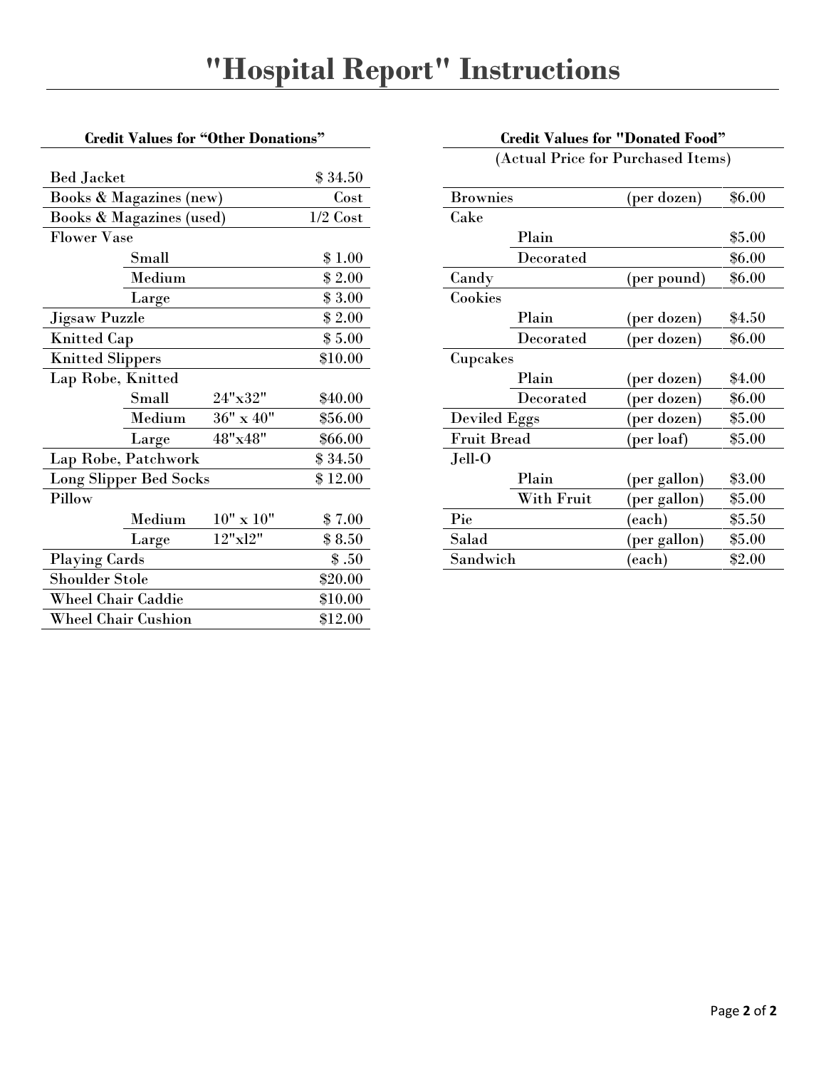# "Hospital Report" Instructions

**Credit Values for "Other Donations"**

| | | | |
|---|---|---|---|
| Bed Jacket | | | $ 34.50 |
| Books & Magazines (new) | | | Cost |
| Books & Magazines (used) | | | 1/2 Cost |
| Flower Vase | | | |
| | Small | | $ 1.00 |
| | Medium | | $ 2.00 |
| | Large | | $ 3.00 |
| Jigsaw Puzzle | | | $ 2.00 |
| Knitted Cap | | | $ 5.00 |
| Knitted Slippers | | | $10.00 |
| Lap Robe, Knitted | | | |
| | Small | 24"x32" | $40.00 |
| | Medium | 36" x 40" | $56.00 |
| | Large | 48"x48" | $66.00 |
| Lap Robe, Patchwork | | | $ 34.50 |
| Long Slipper Bed Socks | | | $ 12.00 |
| Pillow | | | |
| | Medium | 10" x 10" | $ 7.00 |
| | Large | 12"xl2" | $ 8.50 |
| Playing Cards | | | $ .50 |
| Shoulder Stole | | | $20.00 |
| Wheel Chair Caddie | | | $10.00 |
| Wheel Chair Cushion | | | $12.00 |

**Credit Values for "Donated Food"**

(Actual Price for Purchased Items)

| | | | |
|---|---|---|---|
| Brownies | | (per dozen) | $6.00 |
| Cake | | | |
| | Plain | | $5.00 |
| | Decorated | | $6.00 |
| Candy | | (per pound) | $6.00 |
| Cookies | | | |
| | Plain | (per dozen) | $4.50 |
| | Decorated | (per dozen) | $6.00 |
| Cupcakes | | | |
| | Plain | (per dozen) | $4.00 |
| | Decorated | (per dozen) | $6.00 |
| Deviled Eggs | | (per dozen) | $5.00 |
| Fruit Bread | | (per loaf) | $5.00 |
| Jell-O | | | |
| | Plain | (per gallon) | $3.00 |
| | With Fruit | (per gallon) | $5.00 |
| Pie | | (each) | $5.50 |
| Salad | | (per gallon) | $5.00 |
| Sandwich | | (each) | $2.00 |